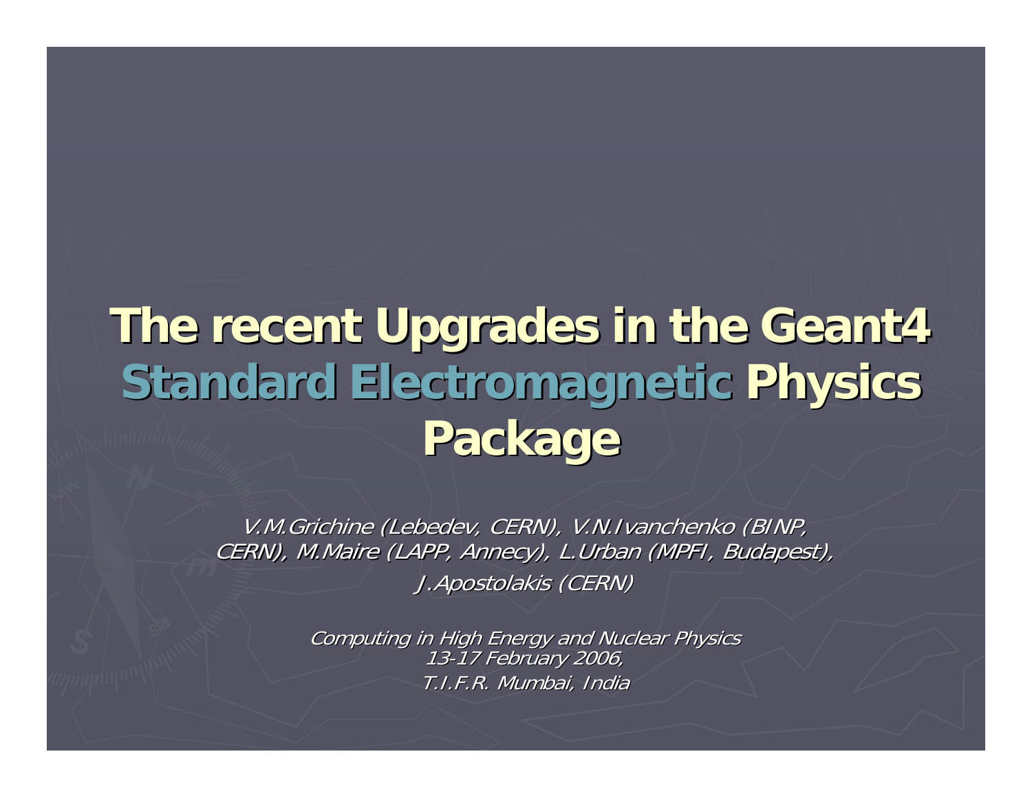# The recent Upgrades in the Geant4 Standard Electromagnetic Physics Package

*V.M.Grichine (Lebedev, CERN), V.N.Ivanchenko (BINP, CERN), M.Maire (LAPP, Annecy), L.Urban (MPFI, Budapest), J.Apostolakis (CERN)*

*Computing in High Energy and Nuclear Physics*
*13-17 February 2006,*
*T.I.F.R. Mumbai, India*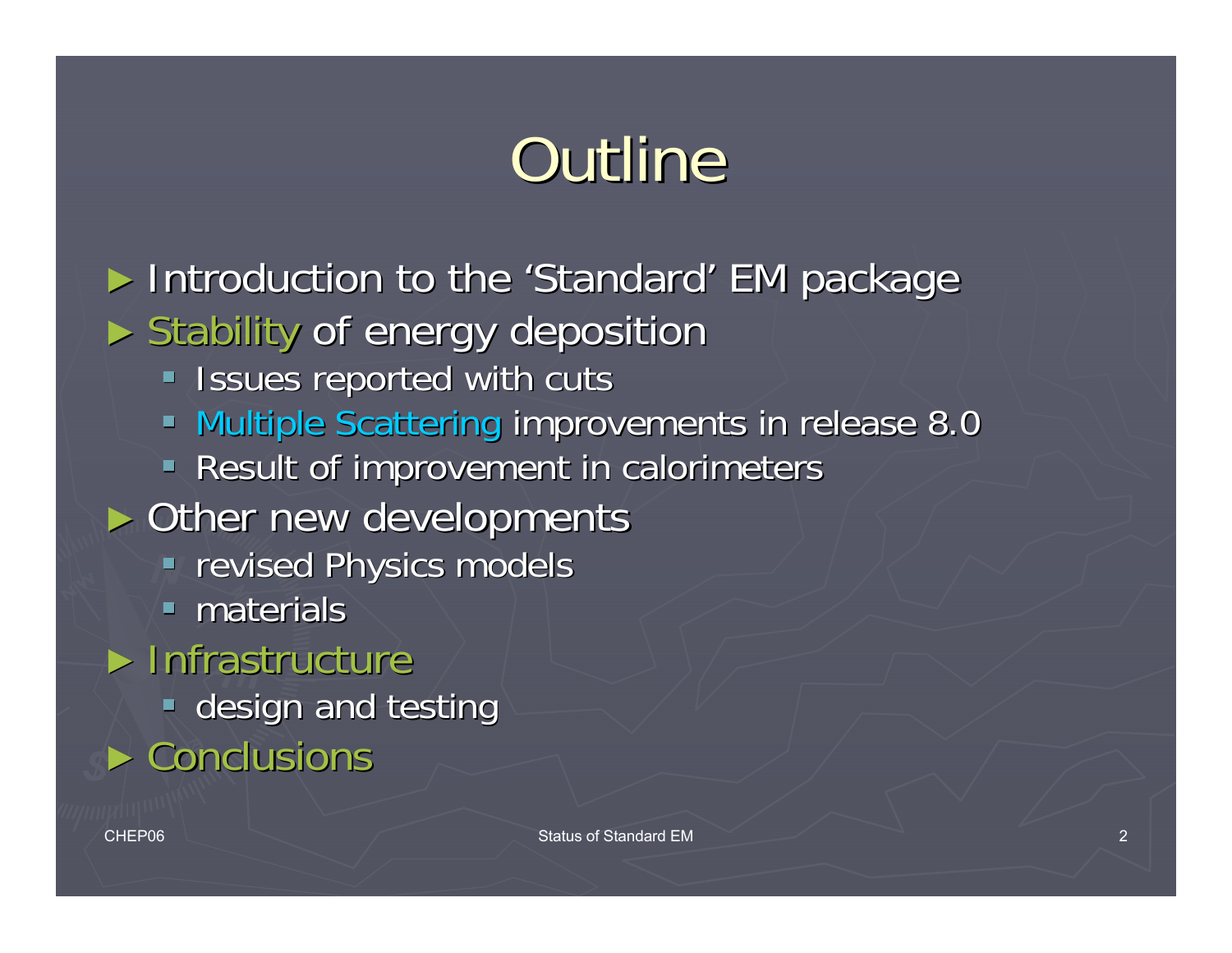# Outline

- Introduction to the 'Standard' EM package
- Stability of energy deposition
  - Issues reported with cuts
  - Multiple Scattering improvements in release 8.0
  - Result of improvement in calorimeters
- Other new developments
  - revised Physics models
  - materials
- Infrastructure
  - design and testing
- Conclusions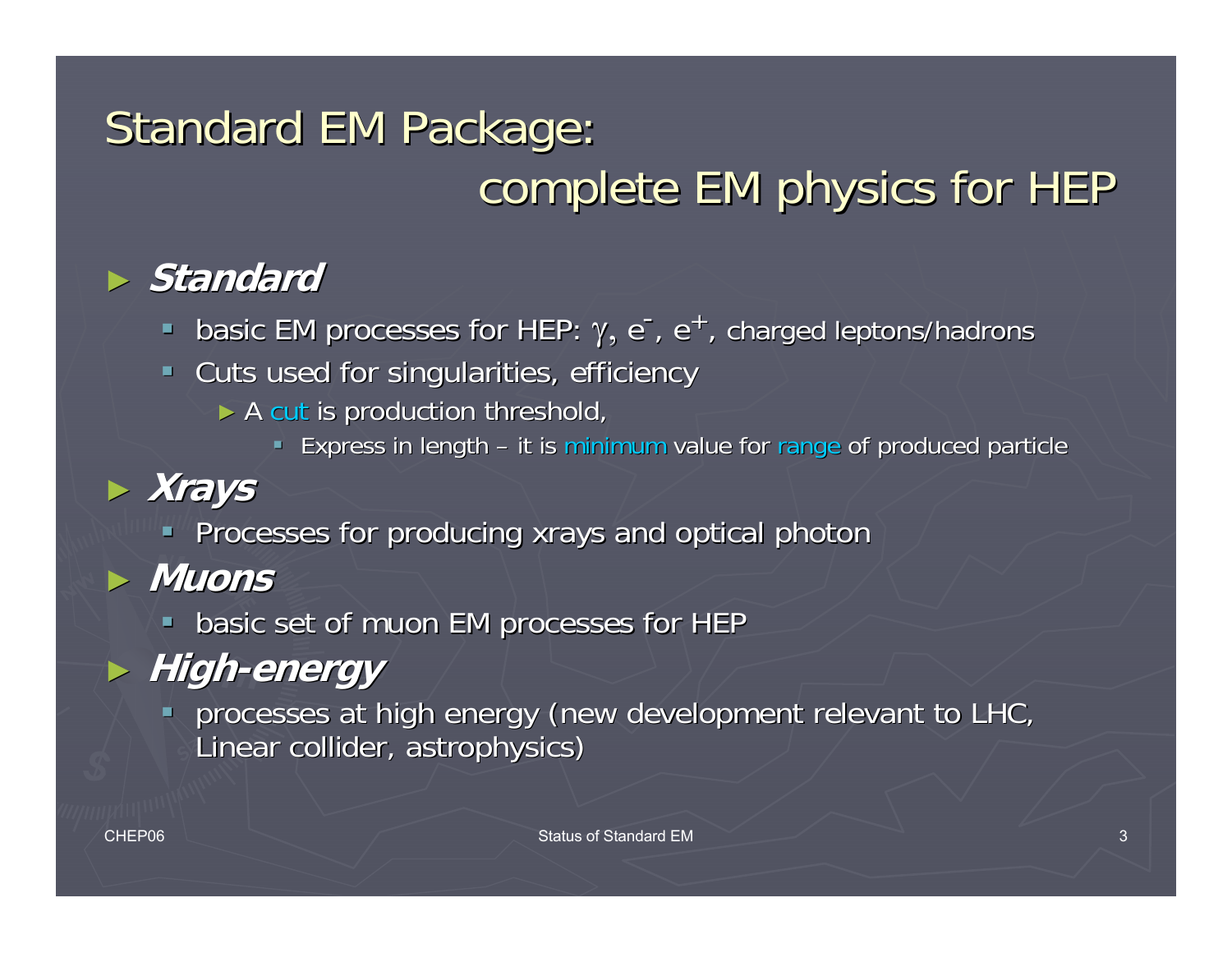# Standard EM Package: complete EM physics for HEP

- ***Standard***
  - basic EM processes for HEP: $\gamma$, $e^-$, $e^+$, charged leptons/hadrons
  - Cuts used for singularities, efficiency
    - A cut is production threshold,
      - Express in length – it is minimum value for range of produced particle
- ***Xrays***
  - Processes for producing xrays and optical photon
- ***Muons***
  - basic set of muon EM processes for HEP
- ***High-energy***
  - processes at high energy (new development relevant to LHC, Linear collider, astrophysics)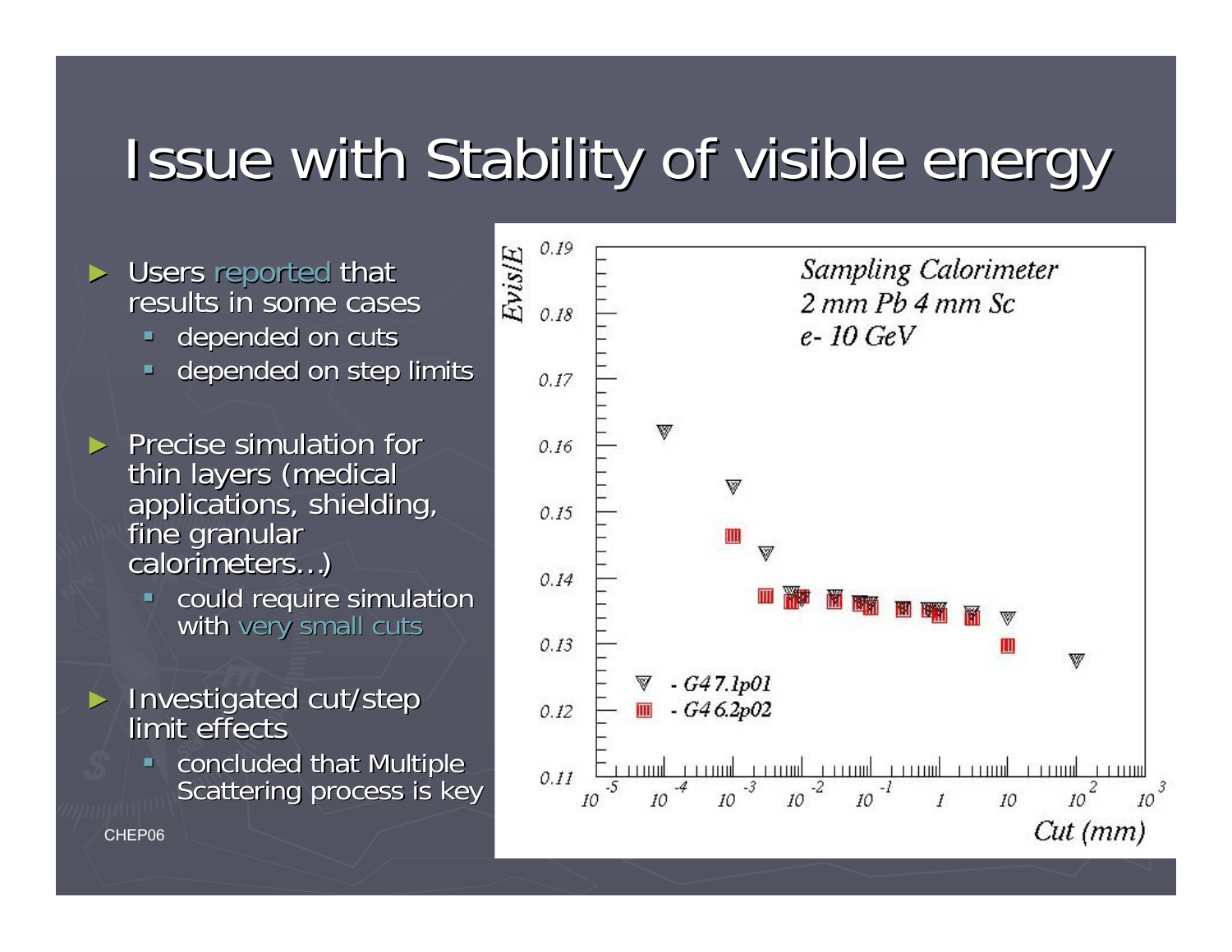# Issue with Stability of visible energy

- Users reported that results in some cases
  - depended on cuts
  - depended on step limits
- Precise simulation for thin layers (medical applications, shielding, fine granular calorimeters…)
  - could require simulation with very small cuts
- Investigated cut/step limit effects
  - concluded that Multiple Scattering process is key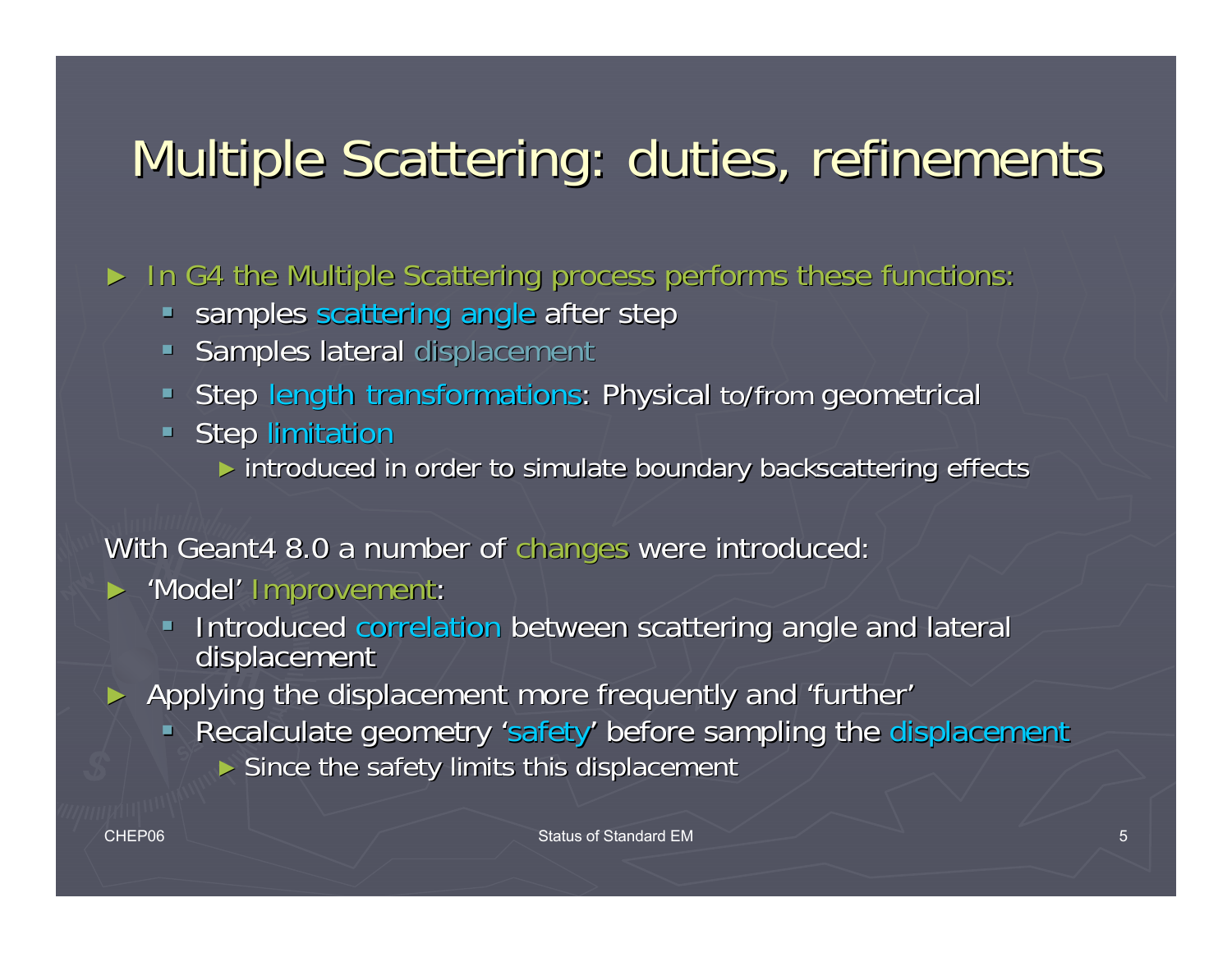# Multiple Scattering: duties, refinements

- In G4 the Multiple Scattering process performs these functions:
  - samples scattering angle after step
  - Samples lateral displacement
  - Step length transformations: Physical to/from geometrical
  - Step limitation
    - introduced in order to simulate boundary backscattering effects

With Geant4 8.0 a number of changes were introduced:

- 'Model' Improvement:
  - Introduced correlation between scattering angle and lateral displacement
- Applying the displacement more frequently and 'further'
  - Recalculate geometry 'safety' before sampling the displacement
    - Since the safety limits this displacement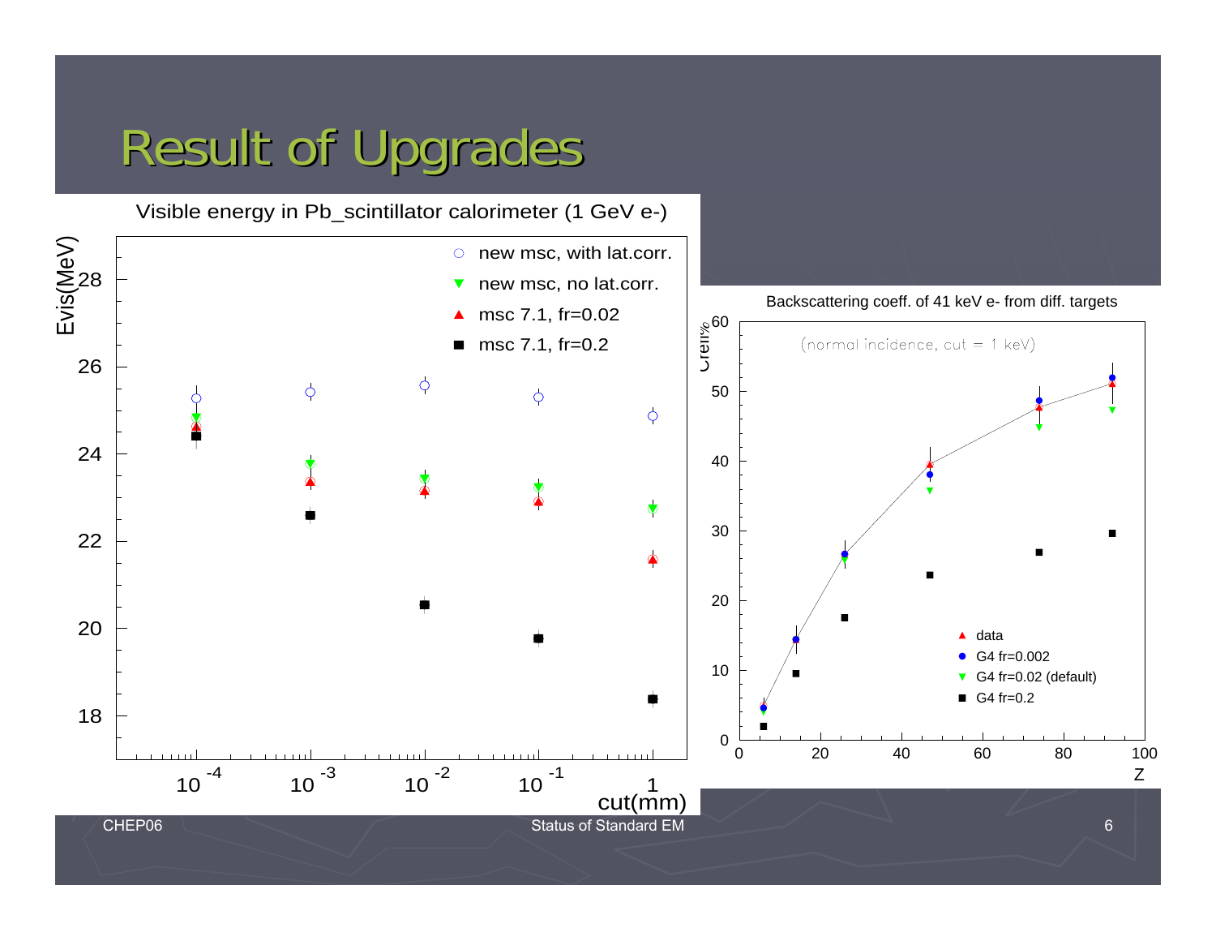# Result of Upgrades

Visible energy in Pb_scintillator calorimeter (1 GeV e-)

Evis(MeV)

- new msc, with lat.corr.
- new msc, no lat.corr.
- msc 7.1, fr=0.02
- msc 7.1, fr=0.2

cut(mm)

Backscattering coeff. of 41 keV e- from diff. targets

(normal incidence, cut = 1 keV)

- data
- G4 fr=0.002
- G4 fr=0.02 (default)
- G4 fr=0.2

Z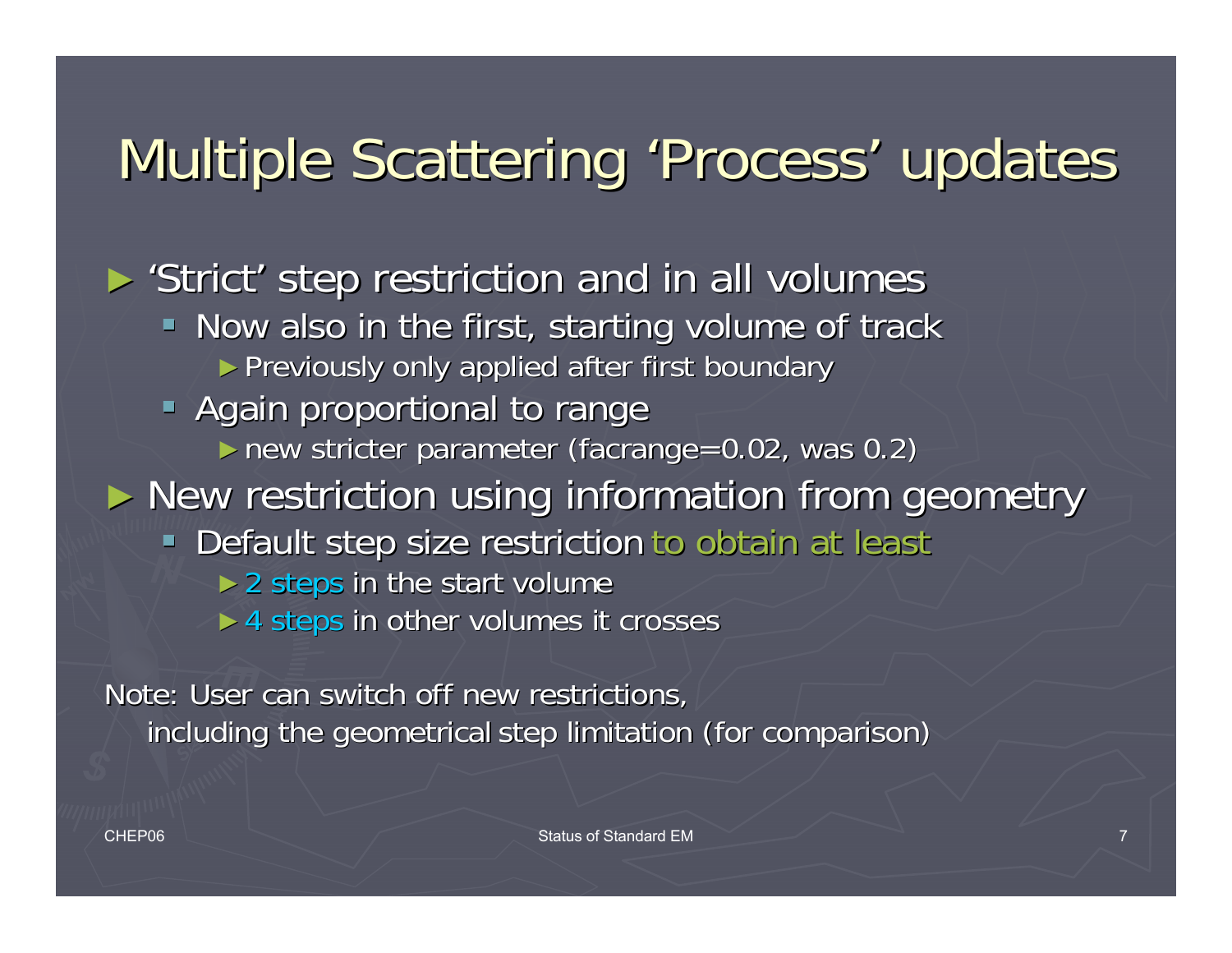# Multiple Scattering 'Process' updates

- 'Strict' step restriction and in all volumes
  - Now also in the first, starting volume of track
    - Previously only applied after first boundary
  - Again proportional to range
    - new stricter parameter (facrange=0.02, was 0.2)
- New restriction using information from geometry
  - Default step size restriction to obtain at least
    - 2 steps in the start volume
    - 4 steps in other volumes it crosses

Note: User can switch off new restrictions,
including the geometrical step limitation (for comparison)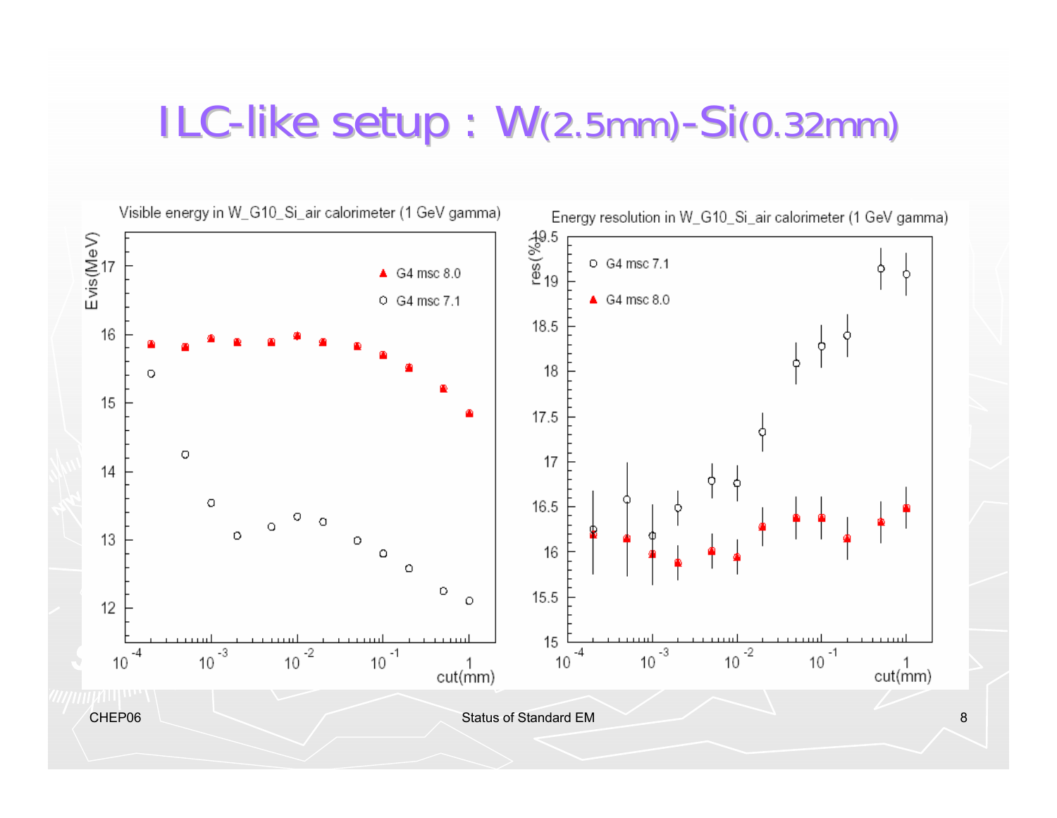# ILC-like setup : W(2.5mm)-Si(0.32mm)

Visible energy in W_G10_Si_air calorimeter (1 GeV gamma)

Energy resolution in W_G10_Si_air calorimeter (1 GeV gamma)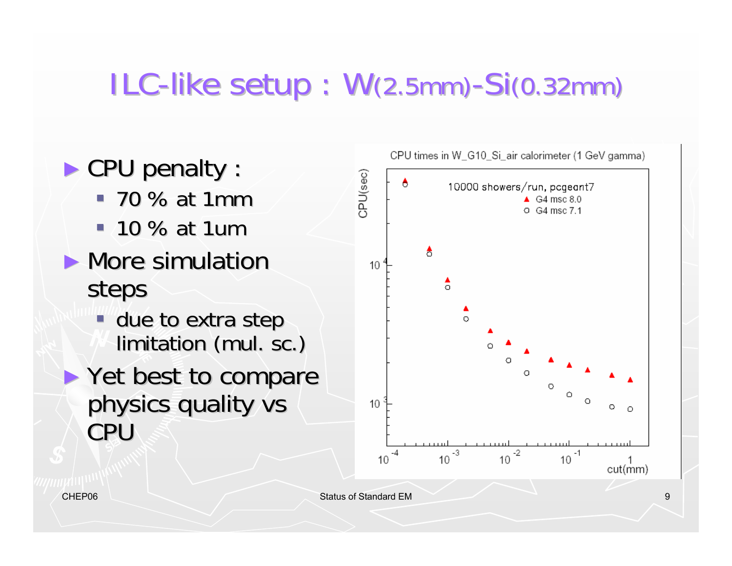# ILC-like setup : W(2.5mm)-Si(0.32mm)

- CPU penalty :
  - 70 % at 1mm
  - 10 % at 1um
- More simulation steps
  - due to extra step limitation (mul. sc.)
- Yet best to compare physics quality vs CPU

CPU times in W_G10_Si_air calorimeter (1 GeV gamma)

10000 showers/run, pcgeant7

▲ G4 msc 8.0

○ G4 msc 7.1

CPU(sec)

cut(mm)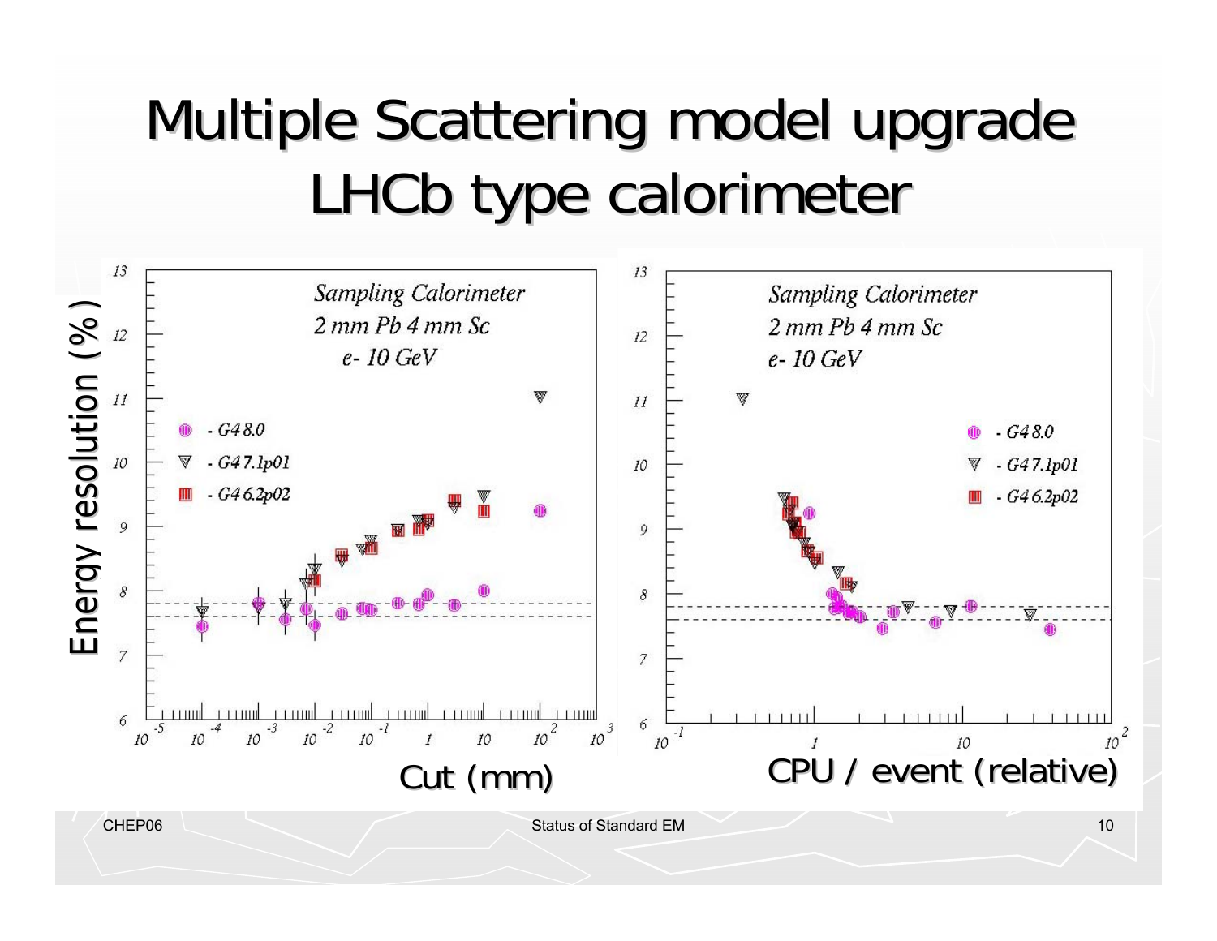# Multiple Scattering model upgrade LHCb type calorimeter

Sampling Calorimeter
2 mm Pb 4 mm Sc
e- 10 GeV

- G4 8.0
- G4 7.1p01
- G4 6.2p02

Energy resolution (%)

Cut (mm)

Sampling Calorimeter
2 mm Pb 4 mm Sc
e- 10 GeV

- G4 8.0
- G4 7.1p01
- G4 6.2p02

CPU / event (relative)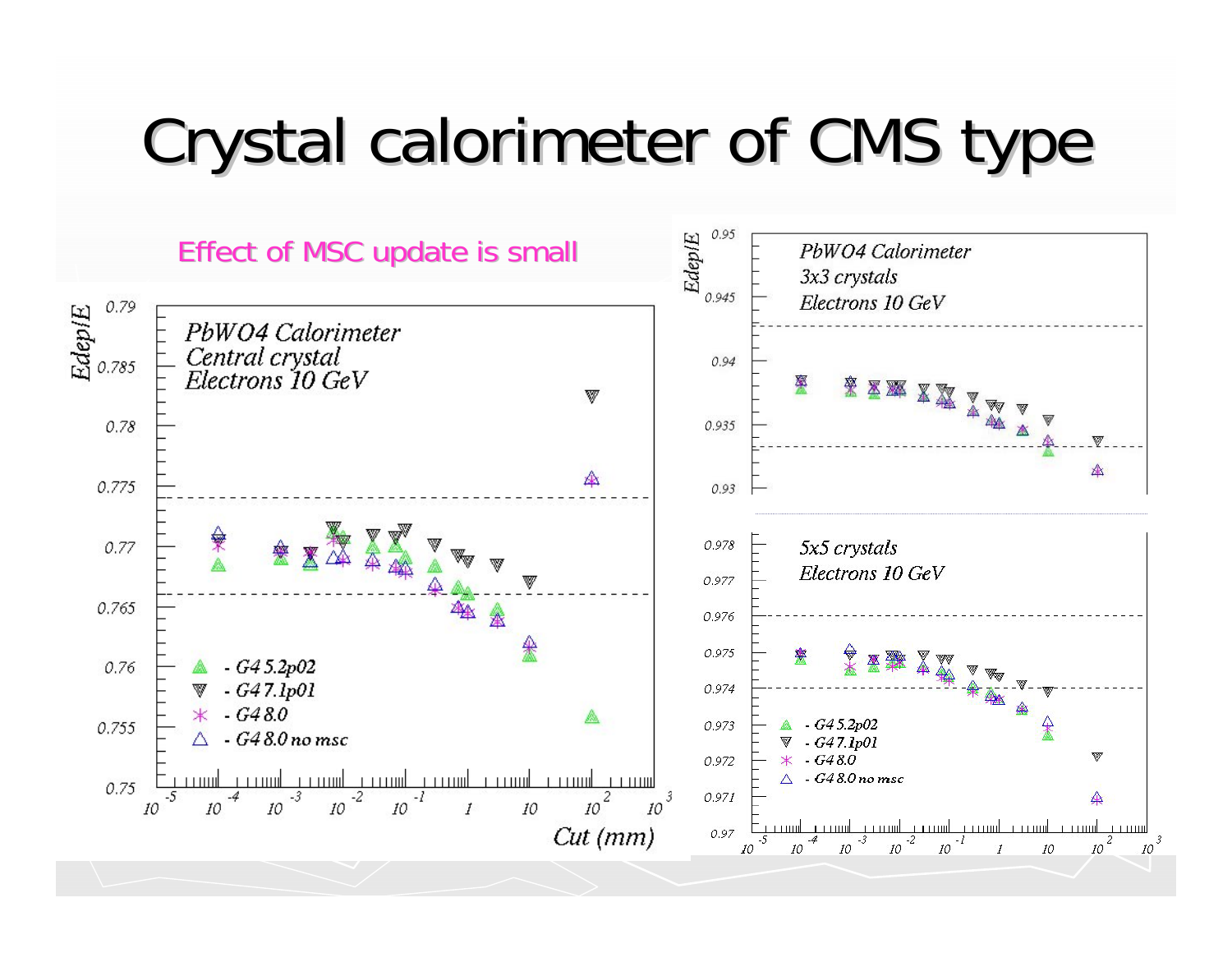# Crystal calorimeter of CMS type

Effect of MSC update is small

*PbWO4 Calorimeter*
*Central crystal*
*Electrons 10 GeV*

*Edep/E* vs. *Cut (mm)*

- G4 5.2p02
- G4 7.1p01
- G4 8.0
- G4 8.0 no msc

*PbWO4 Calorimeter*
*3x3 crystals*
*Electrons 10 GeV*

*5x5 crystals*
*Electrons 10 GeV*

- G4 5.2p02
- G4 7.1p01
- G4 8.0
- G4 8.0 no msc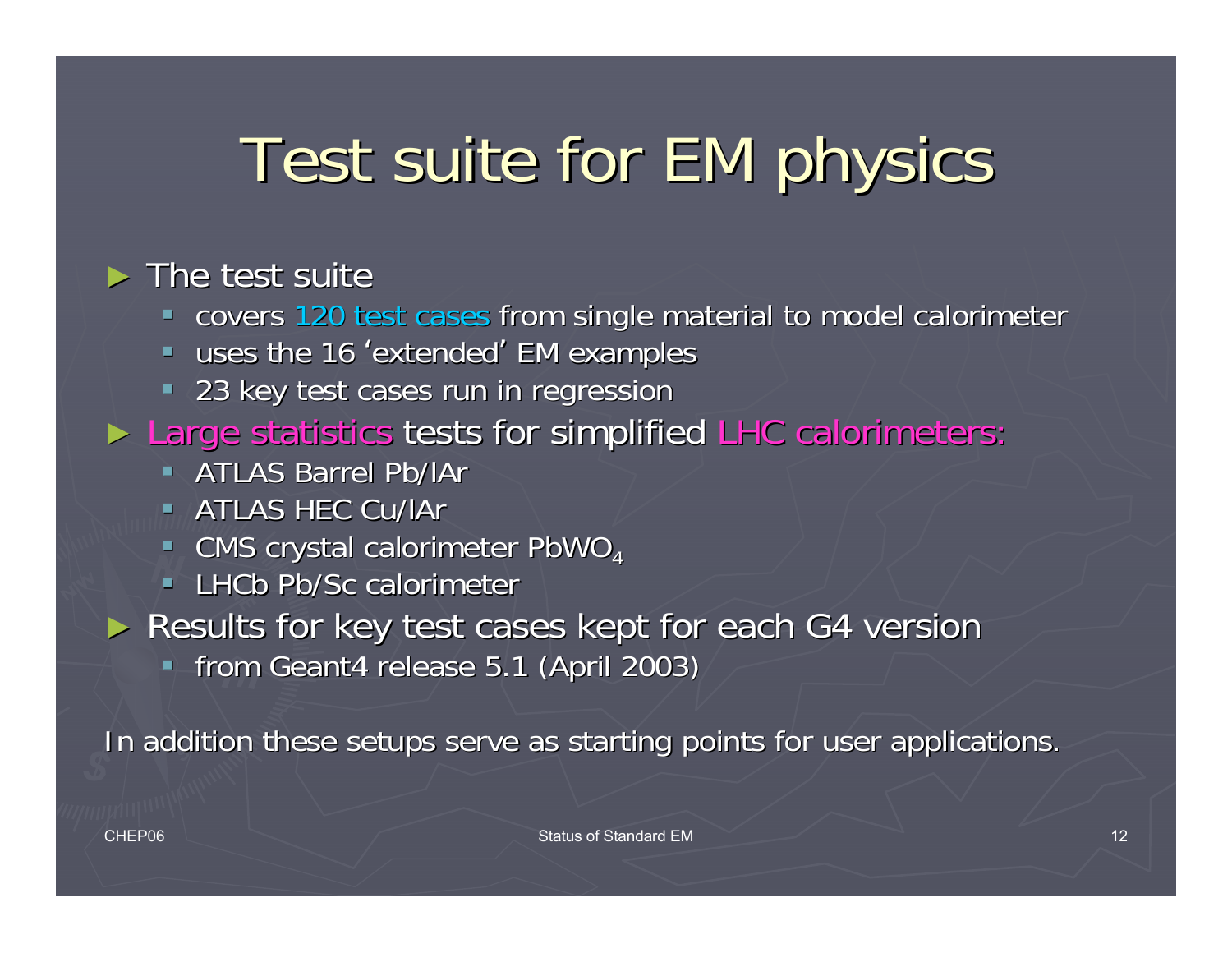# Test suite for EM physics

- The test suite
  - covers 120 test cases from single material to model calorimeter
  - uses the 16 ‘extended’ EM examples
  - 23 key test cases run in regression
- Large statistics tests for simplified LHC calorimeters:
  - ATLAS Barrel Pb/lAr
  - ATLAS HEC Cu/lAr
  - CMS crystal calorimeter $PbWO_4$
  - LHCb Pb/Sc calorimeter
- Results for key test cases kept for each G4 version
  - from Geant4 release 5.1 (April 2003)

In addition these setups serve as starting points for user applications.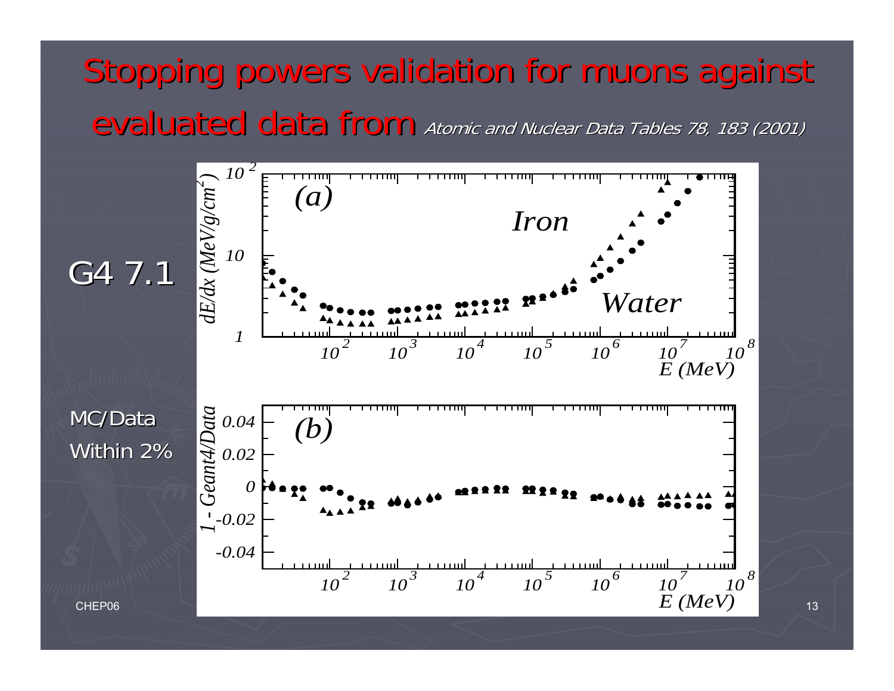# Stopping powers validation for muons against evaluated data from *Atomic and Nuclear Data Tables 78, 183 (2001)*

G4 7.1

MC/Data

Within 2%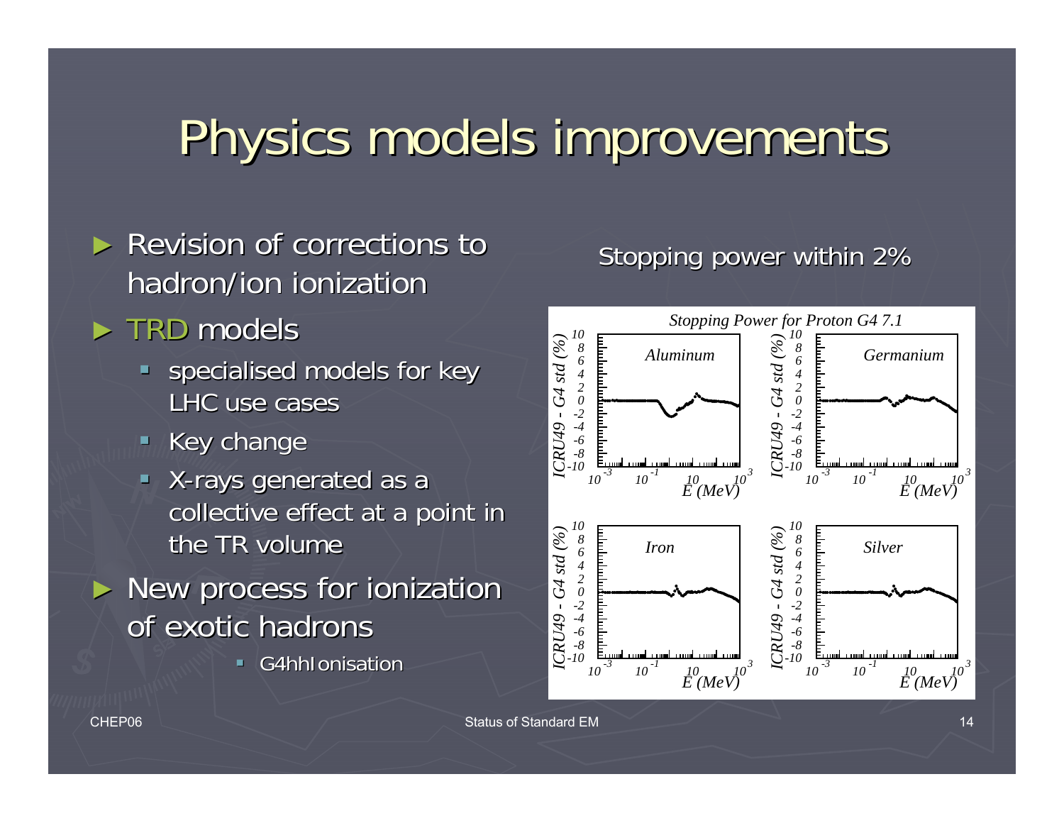# Physics models improvements

- Revision of corrections to hadron/ion ionization
- TRD models
  - specialised models for key LHC use cases
  - Key change
  - X-rays generated as a collective effect at a point in the TR volume
- New process for ionization of exotic hadrons
  - G4hhIonisation

Stopping power within 2%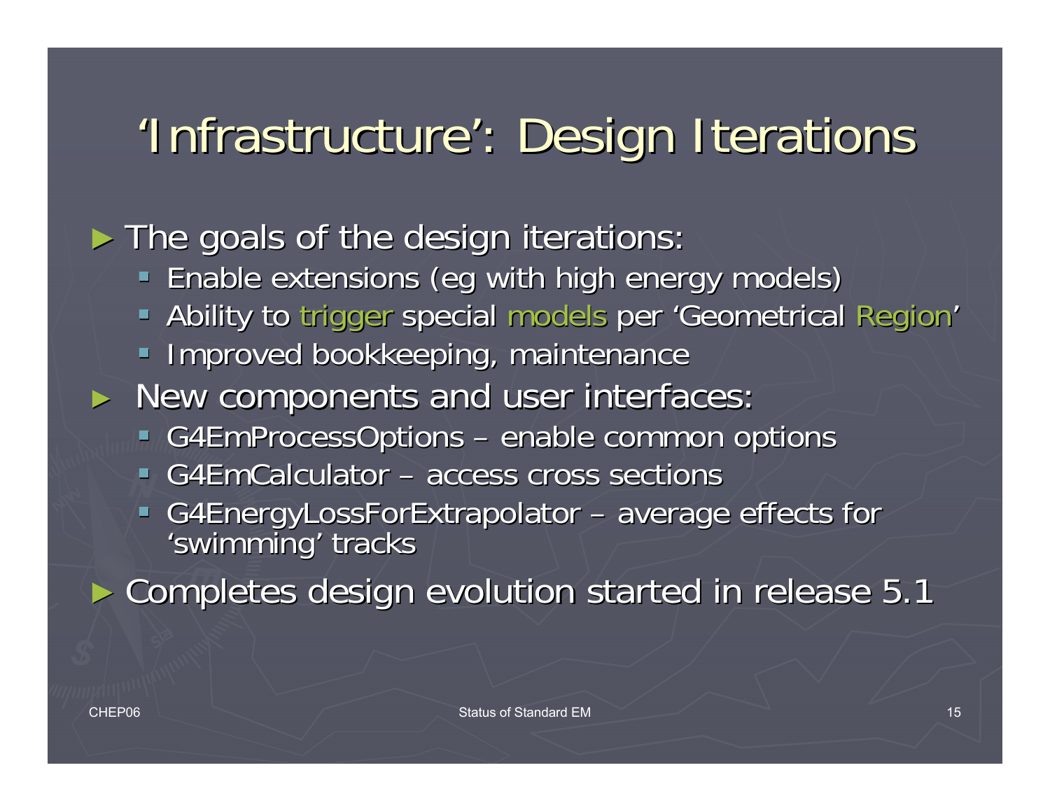# 'Infrastructure': Design Iterations

- The goals of the design iterations:
  - Enable extensions (eg with high energy models)
  - Ability to trigger special models per 'Geometrical Region'
  - Improved bookkeeping, maintenance
- New components and user interfaces:
  - G4EmProcessOptions – enable common options
  - G4EmCalculator – access cross sections
  - G4EnergyLossForExtrapolator – average effects for 'swimming' tracks
- Completes design evolution started in release 5.1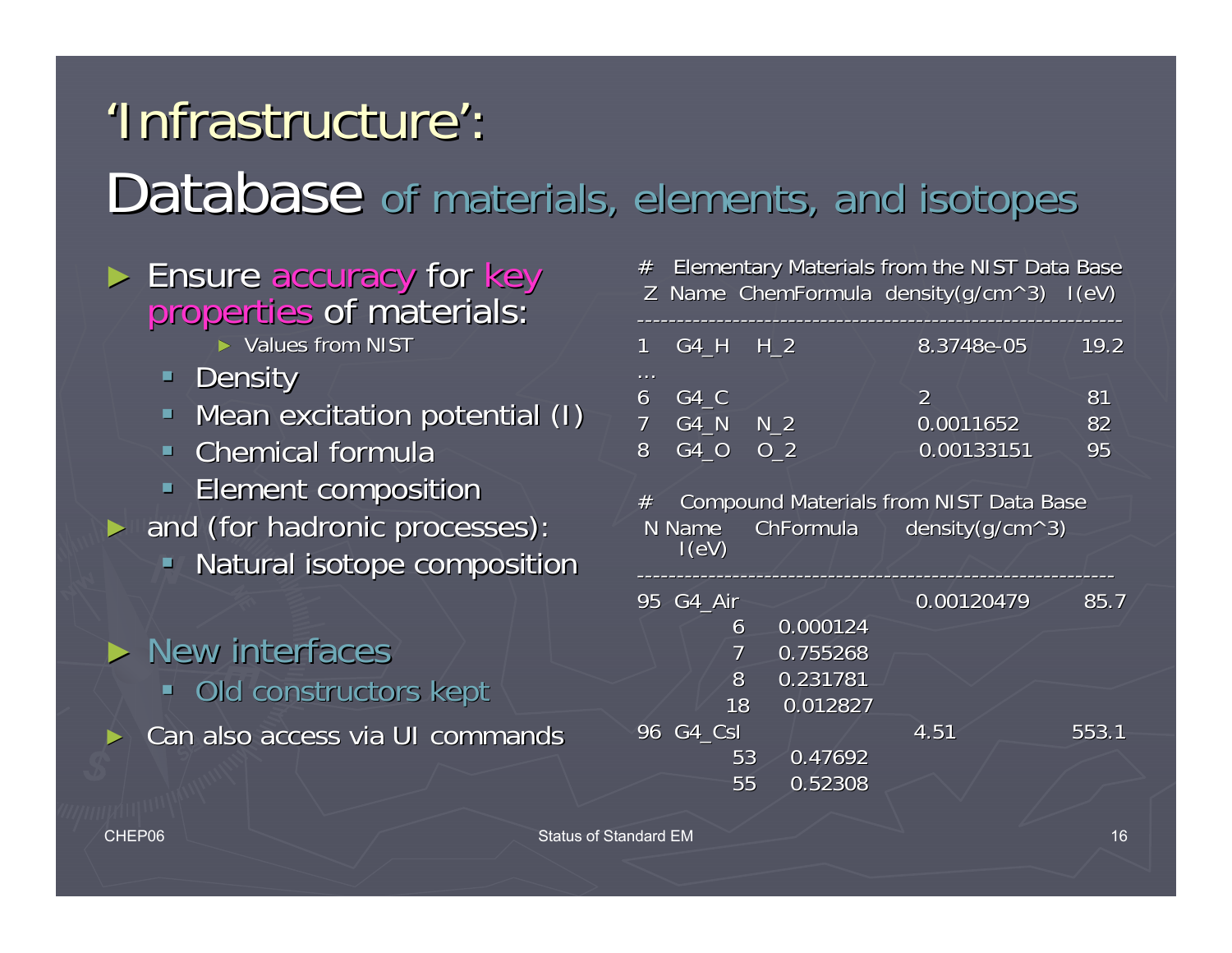# 'Infrastructure':

# Database of materials, elements, and isotopes

- Ensure accuracy for key properties of materials:
  - Values from NIST
  - Density
  - Mean excitation potential (I)
  - Chemical formula
  - Element composition
- and (for hadronic processes):
  - Natural isotope composition

- New interfaces
  - Old constructors kept
- Can also access via UI commands

```
#   Elementary Materials from the NIST Data Base
 Z  Name  ChemFormula  density(g/cm^3)   I(eV)
-----------------------------------------------------------
1    G4_H    H_2              8.3748e-05        19.2
...
6    G4_C                     2                 81
7    G4_N    N_2              0.0011652         82
8    G4_O    O_2              0.00133151        95

#    Compound Materials from NIST Data Base
 N Name      ChFormula        density(g/cm^3)
    I(eV)
-----------------------------------------------------------
95  G4_Air                    0.00120479        85.7
            6    0.000124
            7    0.755268
            8    0.231781
           18    0.012827
96  G4_CsI                    4.51              553.1
           53    0.47692
           55    0.52308
```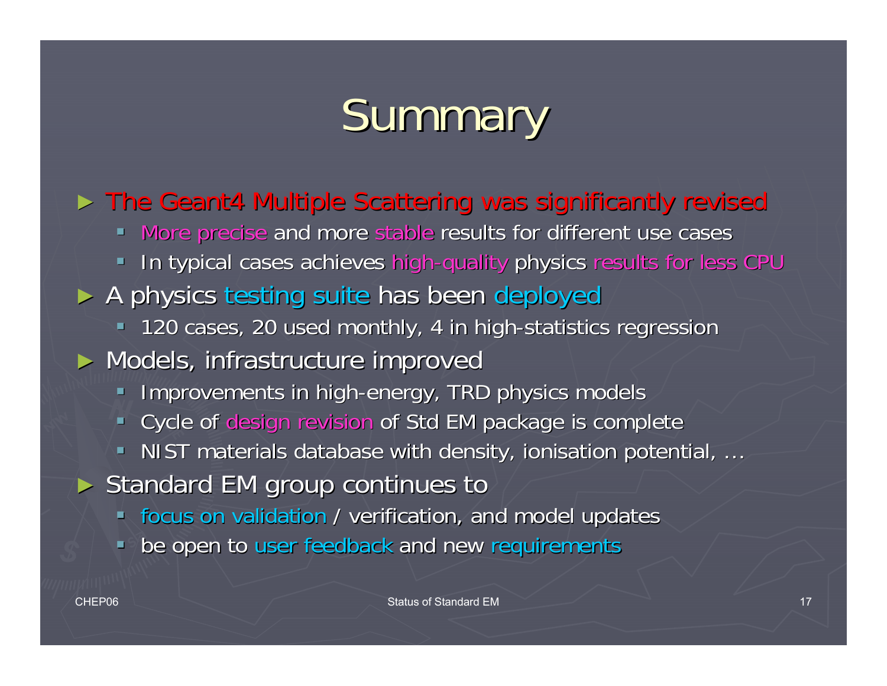# Summary

- The Geant4 Multiple Scattering was significantly revised
  - More precise and more stable results for different use cases
  - In typical cases achieves high-quality physics results for less CPU
- A physics testing suite has been deployed
  - 120 cases, 20 used monthly, 4 in high-statistics regression
- Models, infrastructure improved
  - Improvements in high-energy, TRD physics models
  - Cycle of design revision of Std EM package is complete
  - NIST materials database with density, ionisation potential, …
- Standard EM group continues to
  - focus on validation / verification, and model updates
  - be open to user feedback and new requirements